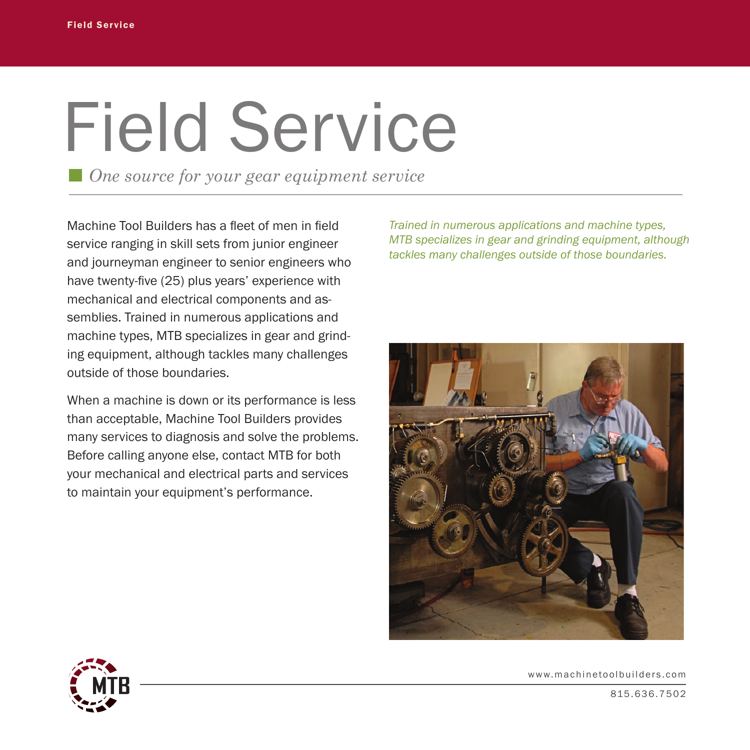# Field Service

*One source for your gear equipment service*

Machine Tool Builders has a fleet of men in field service ranging in skill sets from junior engineer and journeyman engineer to senior engineers who have twenty-five (25) plus years' experience with mechanical and electrical components and assemblies. Trained in numerous applications and machine types, MTB specializes in gear and grinding equipment, although tackles many challenges outside of those boundaries.

When a machine is down or its performance is less than acceptable, Machine Tool Builders provides many services to diagnosis and solve the problems. Before calling anyone else, contact MTB for both your mechanical and electrical parts and services to maintain your equipment's performance.

*Trained in numerous applications and machine types, MTB specializes in gear and grinding equipment, although tackles many challenges outside of those boundaries.*

www.machinetoolbuilders.com

815.636.7502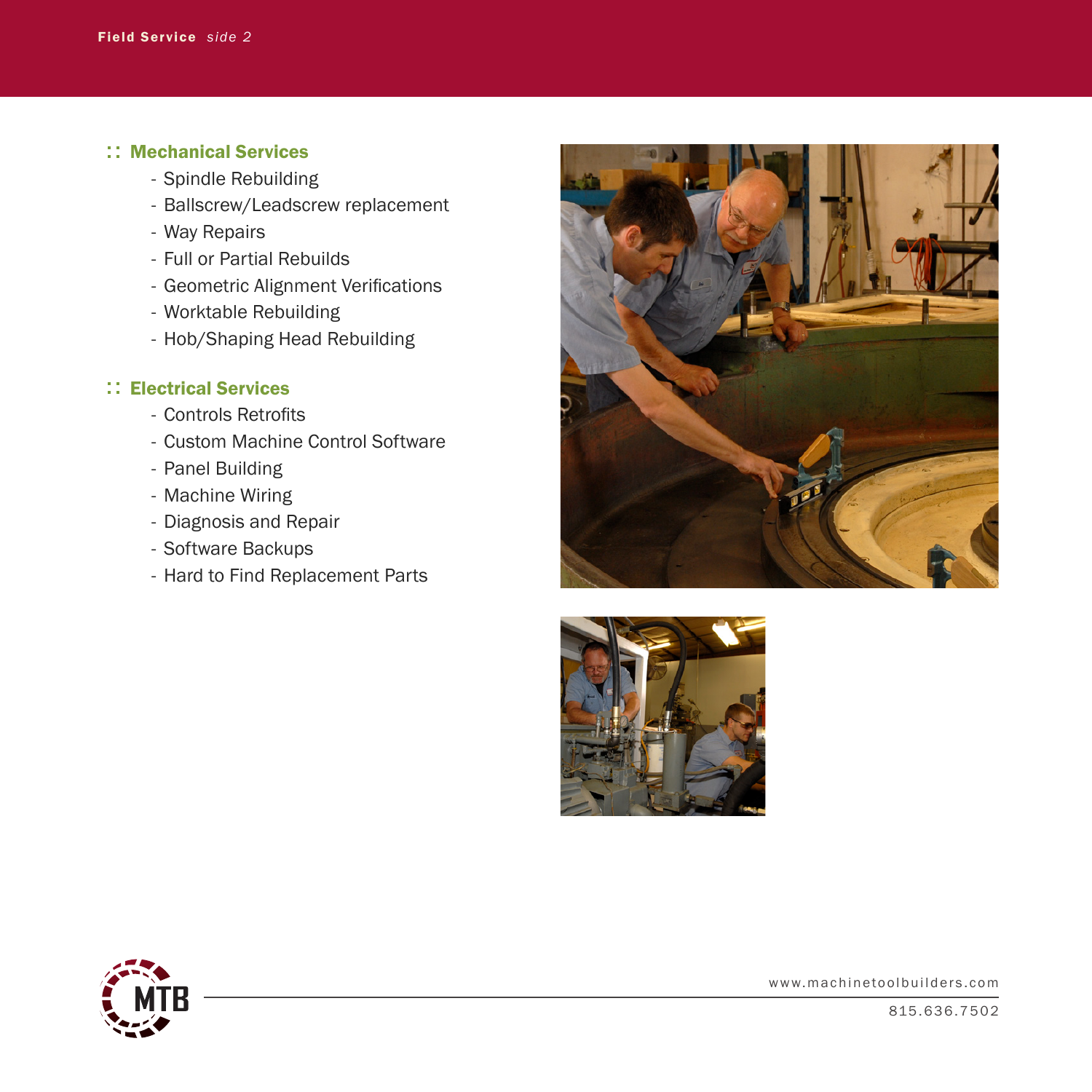## :: Mechanical Services

- Spindle Rebuilding
- Ballscrew/Leadscrew replacement
- Way Repairs
- Full or Partial Rebuilds
- Geometric Alignment Verifications
- Worktable Rebuilding
- Hob/Shaping Head Rebuilding

## :: Electrical Services

- Controls Retrofits
- Custom Machine Control Software
- Panel Building
- Machine Wiring
- Diagnosis and Repair
- Software Backups
- Hard to Find Replacement Parts

MTB

www.machinetoolbuilders.com

815.636.7502